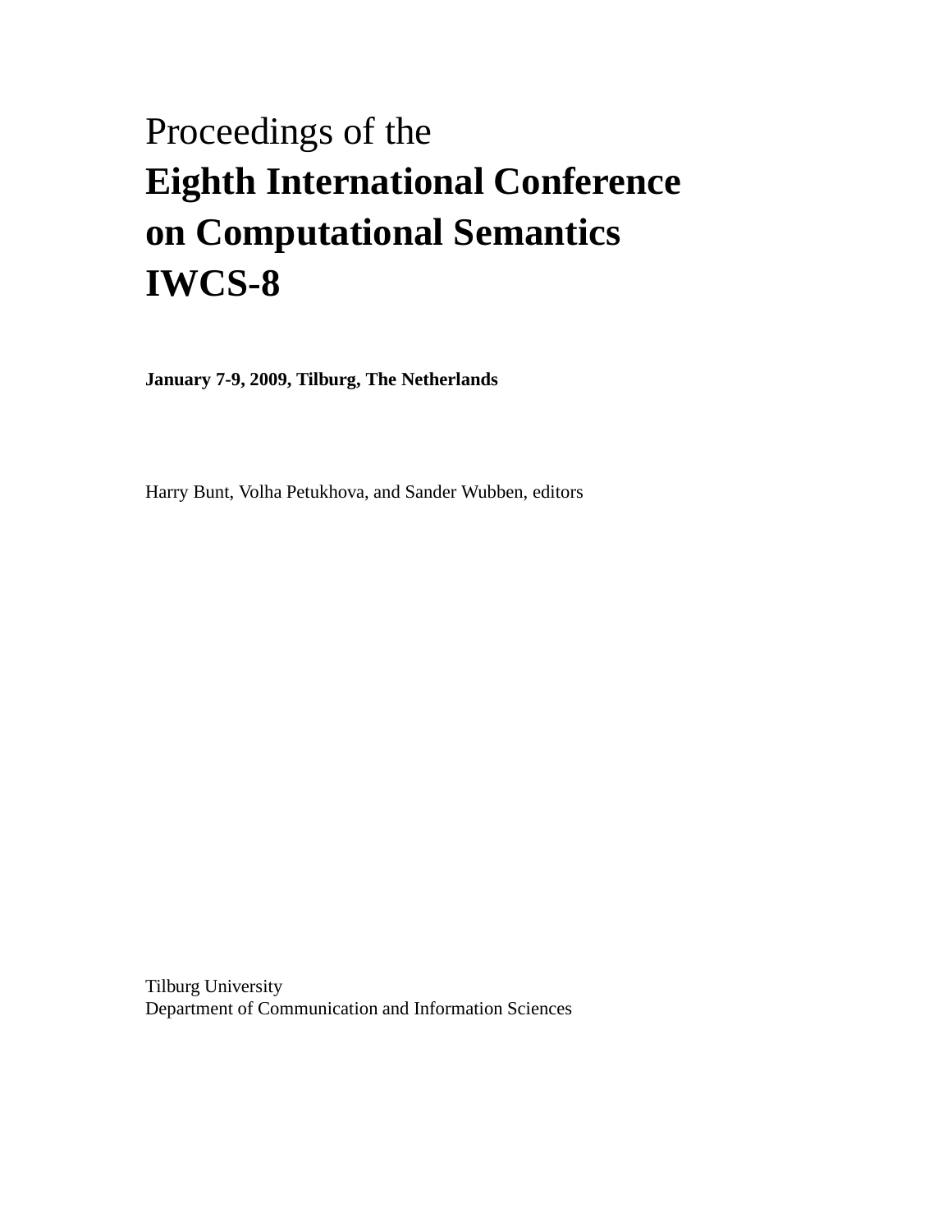Proceedings of the

# Eighth International Conference on Computational Semantics IWCS-8

**January 7-9, 2009, Tilburg, The Netherlands**

Harry Bunt, Volha Petukhova, and Sander Wubben, editors

Tilburg University
Department of Communication and Information Sciences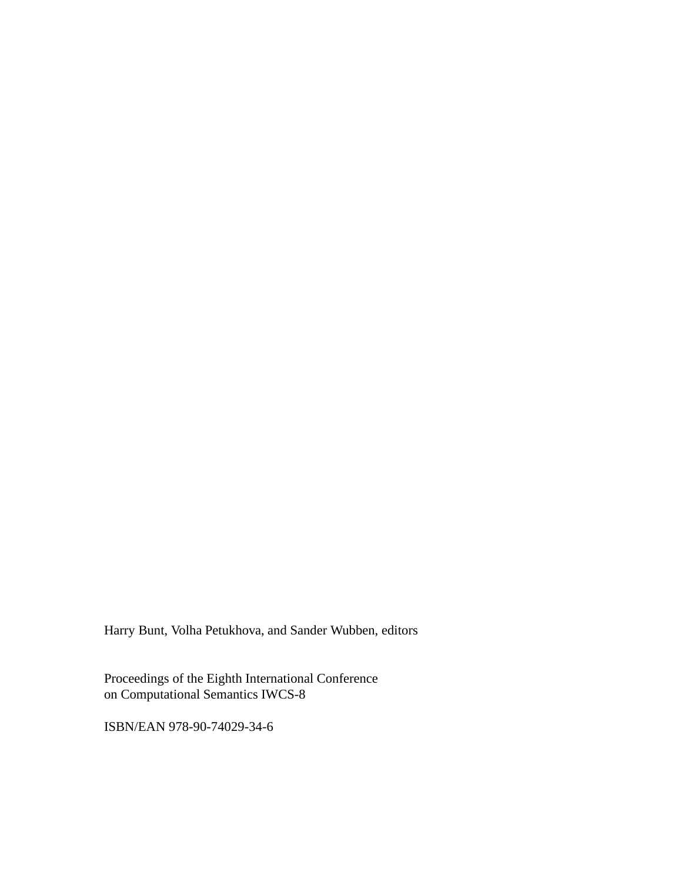Harry Bunt, Volha Petukhova, and Sander Wubben, editors

Proceedings of the Eighth International Conference
on Computational Semantics IWCS-8

ISBN/EAN 978-90-74029-34-6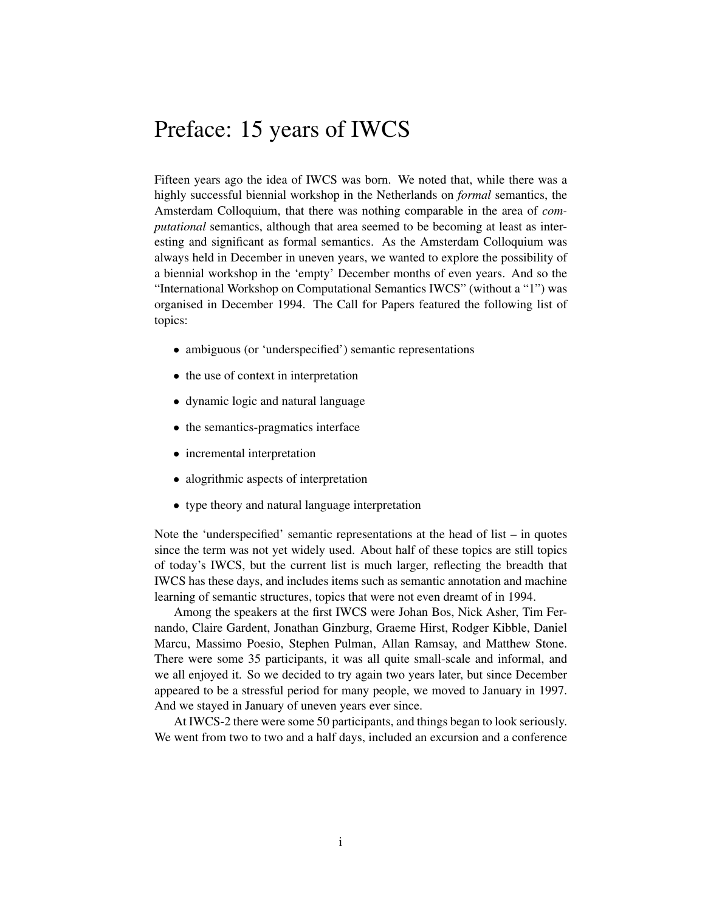# Preface: 15 years of IWCS

Fifteen years ago the idea of IWCS was born. We noted that, while there was a highly successful biennial workshop in the Netherlands on *formal* semantics, the Amsterdam Colloquium, that there was nothing comparable in the area of *computational* semantics, although that area seemed to be becoming at least as interesting and significant as formal semantics. As the Amsterdam Colloquium was always held in December in uneven years, we wanted to explore the possibility of a biennial workshop in the 'empty' December months of even years. And so the "International Workshop on Computational Semantics IWCS" (without a "1") was organised in December 1994. The Call for Papers featured the following list of topics:

- ambiguous (or 'underspecified') semantic representations
- the use of context in interpretation
- dynamic logic and natural language
- the semantics-pragmatics interface
- incremental interpretation
- alogrithmic aspects of interpretation
- type theory and natural language interpretation

Note the 'underspecified' semantic representations at the head of list – in quotes since the term was not yet widely used. About half of these topics are still topics of today's IWCS, but the current list is much larger, reflecting the breadth that IWCS has these days, and includes items such as semantic annotation and machine learning of semantic structures, topics that were not even dreamt of in 1994.

Among the speakers at the first IWCS were Johan Bos, Nick Asher, Tim Fernando, Claire Gardent, Jonathan Ginzburg, Graeme Hirst, Rodger Kibble, Daniel Marcu, Massimo Poesio, Stephen Pulman, Allan Ramsay, and Matthew Stone. There were some 35 participants, it was all quite small-scale and informal, and we all enjoyed it. So we decided to try again two years later, but since December appeared to be a stressful period for many people, we moved to January in 1997. And we stayed in January of uneven years ever since.

At IWCS-2 there were some 50 participants, and things began to look seriously. We went from two to two and a half days, included an excursion and a conference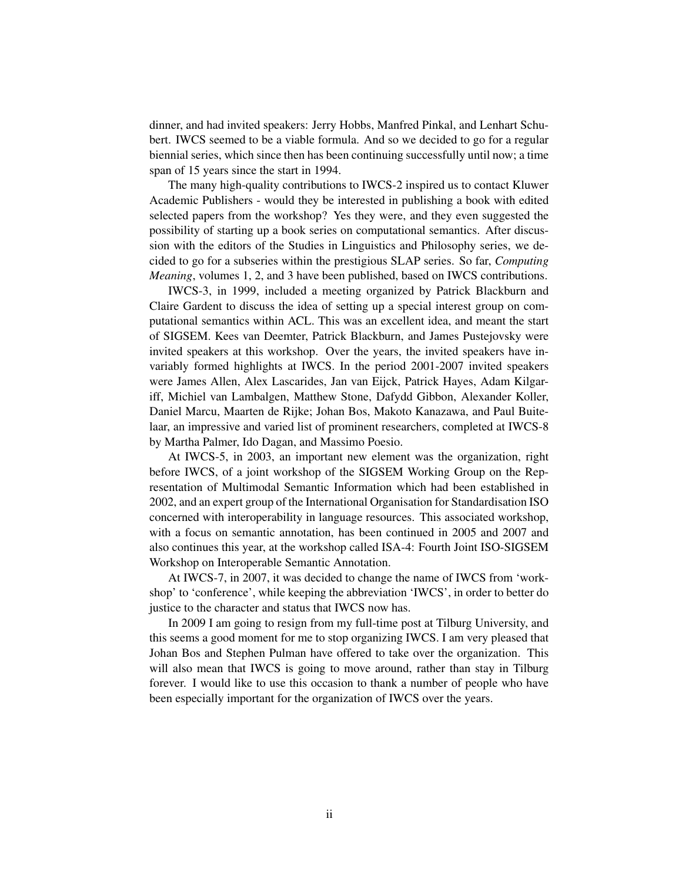dinner, and had invited speakers: Jerry Hobbs, Manfred Pinkal, and Lenhart Schubert. IWCS seemed to be a viable formula. And so we decided to go for a regular biennial series, which since then has been continuing successfully until now; a time span of 15 years since the start in 1994.

The many high-quality contributions to IWCS-2 inspired us to contact Kluwer Academic Publishers - would they be interested in publishing a book with edited selected papers from the workshop? Yes they were, and they even suggested the possibility of starting up a book series on computational semantics. After discussion with the editors of the Studies in Linguistics and Philosophy series, we decided to go for a subseries within the prestigious SLAP series. So far, *Computing Meaning*, volumes 1, 2, and 3 have been published, based on IWCS contributions.

IWCS-3, in 1999, included a meeting organized by Patrick Blackburn and Claire Gardent to discuss the idea of setting up a special interest group on computational semantics within ACL. This was an excellent idea, and meant the start of SIGSEM. Kees van Deemter, Patrick Blackburn, and James Pustejovsky were invited speakers at this workshop. Over the years, the invited speakers have invariably formed highlights at IWCS. In the period 2001-2007 invited speakers were James Allen, Alex Lascarides, Jan van Eijck, Patrick Hayes, Adam Kilgariff, Michiel van Lambalgen, Matthew Stone, Dafydd Gibbon, Alexander Koller, Daniel Marcu, Maarten de Rijke; Johan Bos, Makoto Kanazawa, and Paul Buitelaar, an impressive and varied list of prominent researchers, completed at IWCS-8 by Martha Palmer, Ido Dagan, and Massimo Poesio.

At IWCS-5, in 2003, an important new element was the organization, right before IWCS, of a joint workshop of the SIGSEM Working Group on the Representation of Multimodal Semantic Information which had been established in 2002, and an expert group of the International Organisation for Standardisation ISO concerned with interoperability in language resources. This associated workshop, with a focus on semantic annotation, has been continued in 2005 and 2007 and also continues this year, at the workshop called ISA-4: Fourth Joint ISO-SIGSEM Workshop on Interoperable Semantic Annotation.

At IWCS-7, in 2007, it was decided to change the name of IWCS from 'workshop' to 'conference', while keeping the abbreviation 'IWCS', in order to better do justice to the character and status that IWCS now has.

In 2009 I am going to resign from my full-time post at Tilburg University, and this seems a good moment for me to stop organizing IWCS. I am very pleased that Johan Bos and Stephen Pulman have offered to take over the organization. This will also mean that IWCS is going to move around, rather than stay in Tilburg forever. I would like to use this occasion to thank a number of people who have been especially important for the organization of IWCS over the years.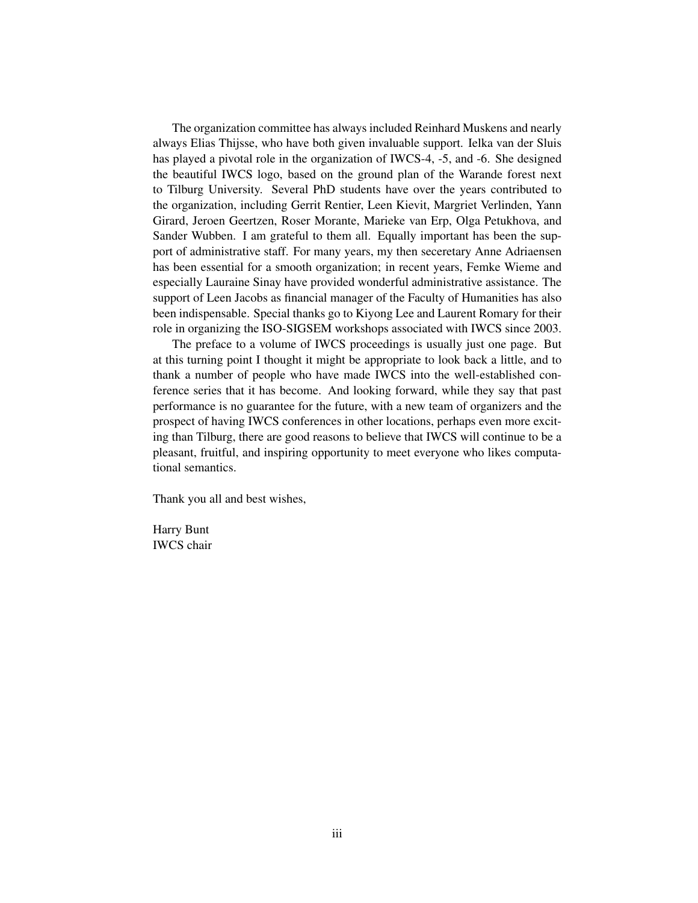The organization committee has always included Reinhard Muskens and nearly always Elias Thijsse, who have both given invaluable support. Ielka van der Sluis has played a pivotal role in the organization of IWCS-4, -5, and -6. She designed the beautiful IWCS logo, based on the ground plan of the Warande forest next to Tilburg University. Several PhD students have over the years contributed to the organization, including Gerrit Rentier, Leen Kievit, Margriet Verlinden, Yann Girard, Jeroen Geertzen, Roser Morante, Marieke van Erp, Olga Petukhova, and Sander Wubben. I am grateful to them all. Equally important has been the support of administrative staff. For many years, my then seceretary Anne Adriaensen has been essential for a smooth organization; in recent years, Femke Wieme and especially Lauraine Sinay have provided wonderful administrative assistance. The support of Leen Jacobs as financial manager of the Faculty of Humanities has also been indispensable. Special thanks go to Kiyong Lee and Laurent Romary for their role in organizing the ISO-SIGSEM workshops associated with IWCS since 2003.

The preface to a volume of IWCS proceedings is usually just one page. But at this turning point I thought it might be appropriate to look back a little, and to thank a number of people who have made IWCS into the well-established conference series that it has become. And looking forward, while they say that past performance is no guarantee for the future, with a new team of organizers and the prospect of having IWCS conferences in other locations, perhaps even more exciting than Tilburg, there are good reasons to believe that IWCS will continue to be a pleasant, fruitful, and inspiring opportunity to meet everyone who likes computational semantics.

Thank you all and best wishes,

Harry Bunt
IWCS chair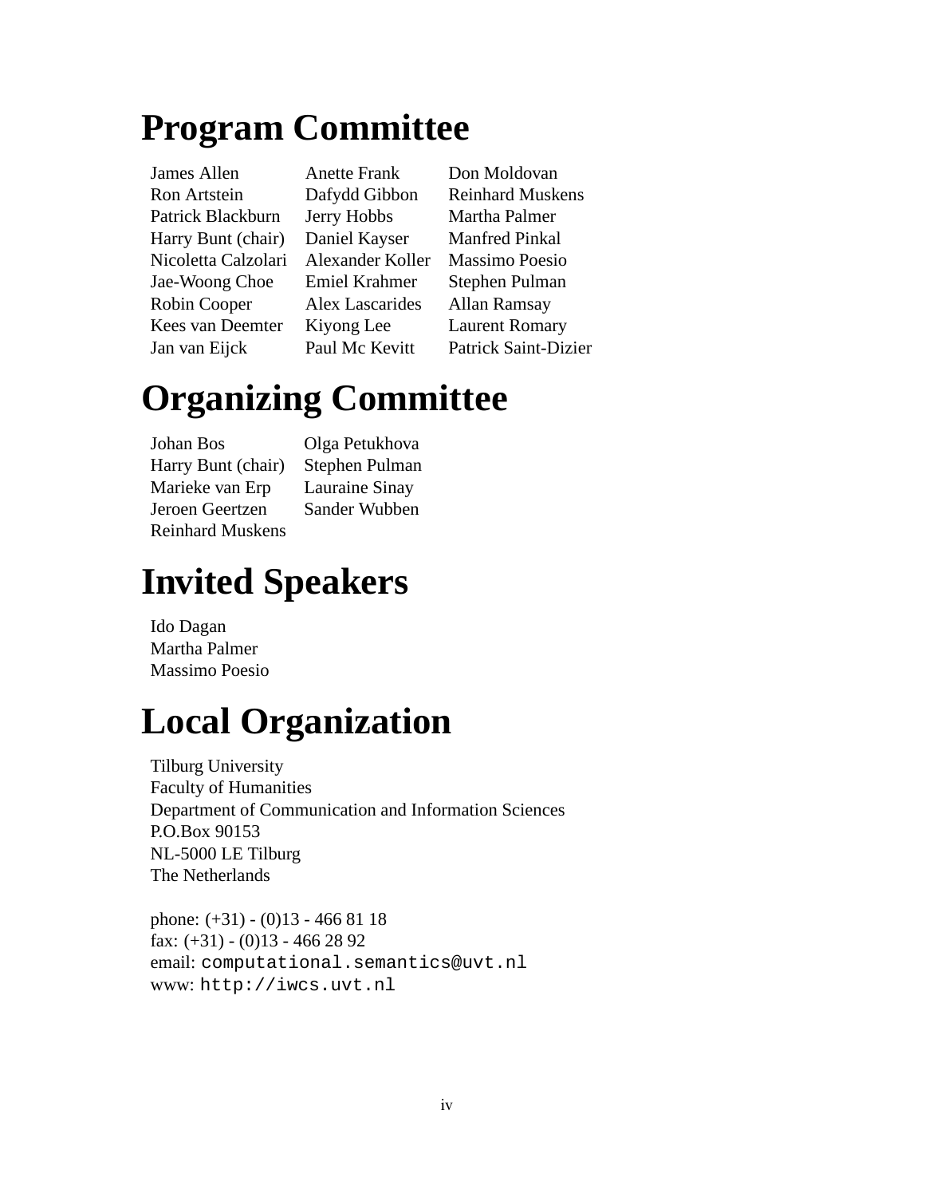# Program Committee

James Allen
Ron Artstein
Patrick Blackburn
Harry Bunt (chair)
Nicoletta Calzolari
Jae-Woong Choe
Robin Cooper
Kees van Deemter
Jan van Eijck
Anette Frank
Dafydd Gibbon
Jerry Hobbs
Daniel Kayser
Alexander Koller
Emiel Krahmer
Alex Lascarides
Kiyong Lee
Paul Mc Kevitt
Don Moldovan
Reinhard Muskens
Martha Palmer
Manfred Pinkal
Massimo Poesio
Stephen Pulman
Allan Ramsay
Laurent Romary
Patrick Saint-Dizier

# Organizing Committee

Johan Bos
Harry Bunt (chair)
Marieke van Erp
Jeroen Geertzen
Reinhard Muskens
Olga Petukhova
Stephen Pulman
Lauraine Sinay
Sander Wubben

# Invited Speakers

Ido Dagan
Martha Palmer
Massimo Poesio

# Local Organization

Tilburg University
Faculty of Humanities
Department of Communication and Information Sciences
P.O.Box 90153
NL-5000 LE Tilburg
The Netherlands

phone: (+31) - (0)13 - 466 81 18
fax: (+31) - (0)13 - 466 28 92
email: computational.semantics@uvt.nl
www: http://iwcs.uvt.nl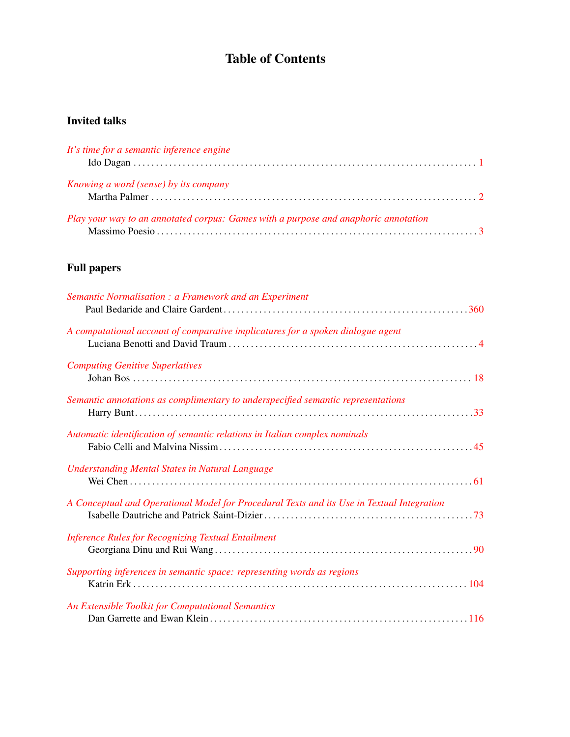# Table of Contents

## Invited talks

*It's time for a semantic inference engine*
Ido Dagan . . . . . . . . . . . . . . . . . . . . . . . . . . . . . . . . . . . . . . . . . . . . . . . . . . . . . . . . . . . . 1

*Knowing a word (sense) by its company*
Martha Palmer . . . . . . . . . . . . . . . . . . . . . . . . . . . . . . . . . . . . . . . . . . . . . . . . . . . . . . . . . 2

*Play your way to an annotated corpus: Games with a purpose and anaphoric annotation*
Massimo Poesio . . . . . . . . . . . . . . . . . . . . . . . . . . . . . . . . . . . . . . . . . . . . . . . . . . . . . . . . 3

## Full papers

*Semantic Normalisation : a Framework and an Experiment*
Paul Bedaride and Claire Gardent . . . . . . . . . . . . . . . . . . . . . . . . . . . . . . . . . . . . . . . . . 360

*A computational account of comparative implicatures for a spoken dialogue agent*
Luciana Benotti and David Traum . . . . . . . . . . . . . . . . . . . . . . . . . . . . . . . . . . . . . . . . . 4

*Computing Genitive Superlatives*
Johan Bos . . . . . . . . . . . . . . . . . . . . . . . . . . . . . . . . . . . . . . . . . . . . . . . . . . . . . . . . . . . 18

*Semantic annotations as complimentary to underspecified semantic representations*
Harry Bunt . . . . . . . . . . . . . . . . . . . . . . . . . . . . . . . . . . . . . . . . . . . . . . . . . . . . . . . . . . . 33

*Automatic identification of semantic relations in Italian complex nominals*
Fabio Celli and Malvina Nissim . . . . . . . . . . . . . . . . . . . . . . . . . . . . . . . . . . . . . . . . . . . 45

*Understanding Mental States in Natural Language*
Wei Chen . . . . . . . . . . . . . . . . . . . . . . . . . . . . . . . . . . . . . . . . . . . . . . . . . . . . . . . . . . . 61

*A Conceptual and Operational Model for Procedural Texts and its Use in Textual Integration*
Isabelle Dautriche and Patrick Saint-Dizier . . . . . . . . . . . . . . . . . . . . . . . . . . . . . . . . . . 73

*Inference Rules for Recognizing Textual Entailment*
Georgiana Dinu and Rui Wang . . . . . . . . . . . . . . . . . . . . . . . . . . . . . . . . . . . . . . . . . . . 90

*Supporting inferences in semantic space: representing words as regions*
Katrin Erk . . . . . . . . . . . . . . . . . . . . . . . . . . . . . . . . . . . . . . . . . . . . . . . . . . . . . . . . . . 104

*An Extensible Toolkit for Computational Semantics*
Dan Garrette and Ewan Klein . . . . . . . . . . . . . . . . . . . . . . . . . . . . . . . . . . . . . . . . . . . . 116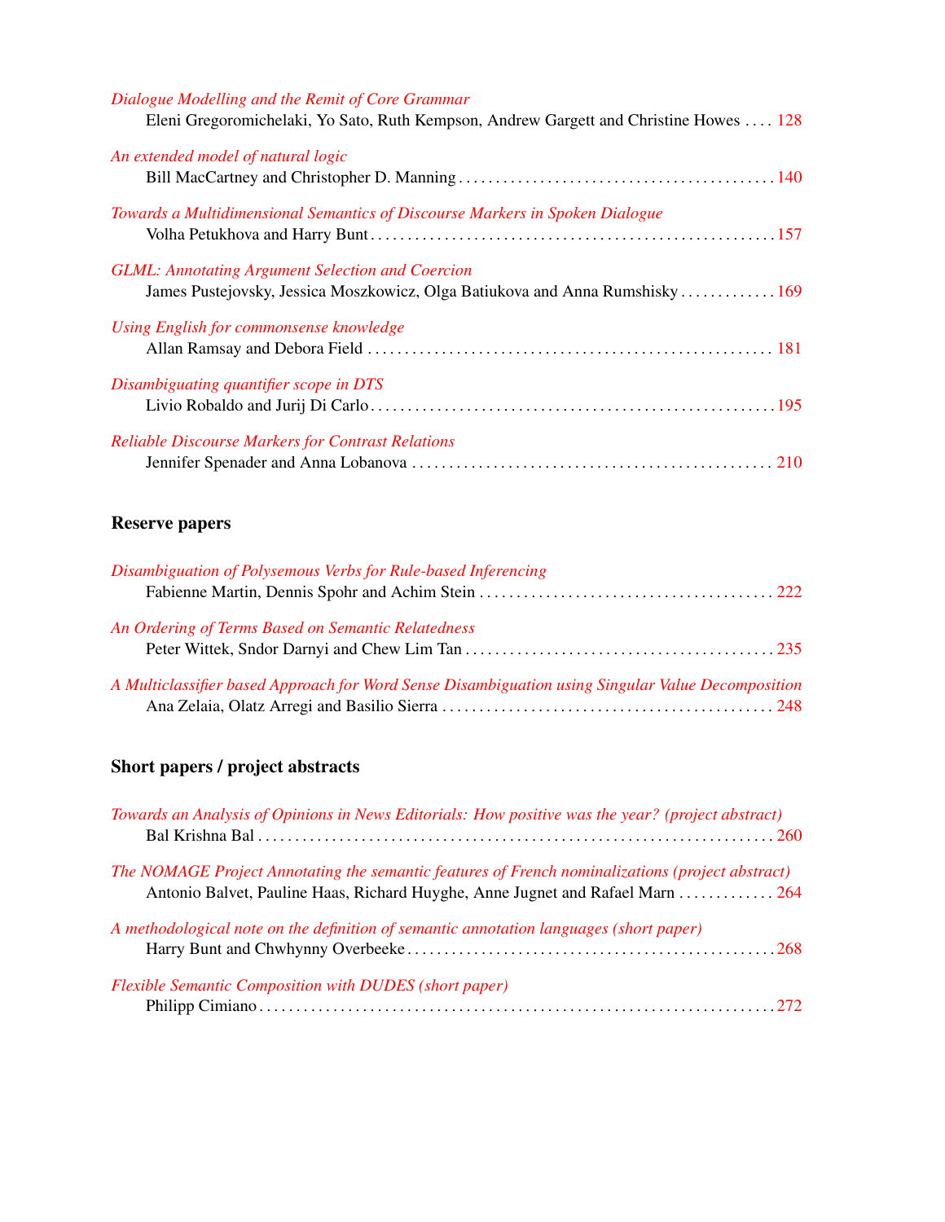*Dialogue Modelling and the Remit of Core Grammar*
Eleni Gregoromichelaki, Yo Sato, Ruth Kempson, Andrew Gargett and Christine Howes .... 128

*An extended model of natural logic*
Bill MacCartney and Christopher D. Manning .......................................... 140

*Towards a Multidimensional Semantics of Discourse Markers in Spoken Dialogue*
Volha Petukhova and Harry Bunt ..................................................... 157

*GLML: Annotating Argument Selection and Coercion*
James Pustejovsky, Jessica Moszkowicz, Olga Batiukova and Anna Rumshisky ............. 169

*Using English for commonsense knowledge*
Allan Ramsay and Debora Field ..................................................... 181

*Disambiguating quantifier scope in DTS*
Livio Robaldo and Jurij Di Carlo .................................................... 195

*Reliable Discourse Markers for Contrast Relations*
Jennifer Spenader and Anna Lobanova ................................................ 210

## Reserve papers

*Disambiguation of Polysemous Verbs for Rule-based Inferencing*
Fabienne Martin, Dennis Spohr and Achim Stein ....................................... 222

*An Ordering of Terms Based on Semantic Relatedness*
Peter Wittek, Sndor Darnyi and Chew Lim Tan ......................................... 235

*A Multiclassifier based Approach for Word Sense Disambiguation using Singular Value Decomposition*
Ana Zelaia, Olatz Arregi and Basilio Sierra ............................................ 248

## Short papers / project abstracts

*Towards an Analysis of Opinions in News Editorials: How positive was the year? (project abstract)*
Bal Krishna Bal ...................................................................... 260

*The NOMAGE Project Annotating the semantic features of French nominalizations (project abstract)*
Antonio Balvet, Pauline Haas, Richard Huyghe, Anne Jugnet and Rafael Marn ............. 264

*A methodological note on the definition of semantic annotation languages (short paper)*
Harry Bunt and Chwhynny Overbeeke ................................................. 268

*Flexible Semantic Composition with DUDES (short paper)*
Philipp Cimiano ...................................................................... 272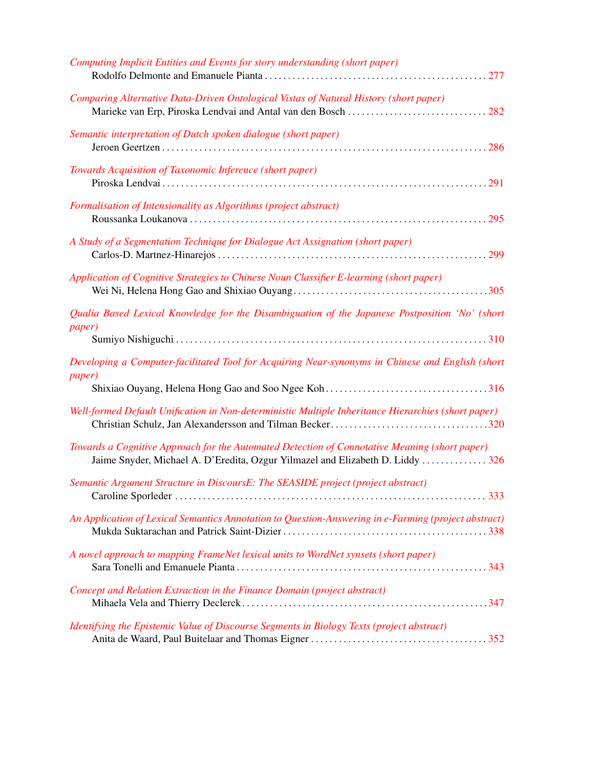*Computing Implicit Entities and Events for story understanding (short paper)*
Rodolfo Delmonte and Emanuele Pianta . . . . . . . . . . . . . . . . . . . . . . . . . . . . . . . . . . . . . . . . . . . . . . 277

*Comparing Alternative Data-Driven Ontological Vistas of Natural History (short paper)*
Marieke van Erp, Piroska Lendvai and Antal van den Bosch . . . . . . . . . . . . . . . . . . . . . . . . . . . . . . 282

*Semantic interpretation of Dutch spoken dialogue (short paper)*
Jeroen Geertzen . . . . . . . . . . . . . . . . . . . . . . . . . . . . . . . . . . . . . . . . . . . . . . . . . . . . . . . . . . . . . . . . . . . 286

*Towards Acquisition of Taxonomic Inference (short paper)*
Piroska Lendvai . . . . . . . . . . . . . . . . . . . . . . . . . . . . . . . . . . . . . . . . . . . . . . . . . . . . . . . . . . . . . . . . . . . 291

*Formalisation of Intensionality as Algorithms (project abstract)*
Roussanka Loukanova . . . . . . . . . . . . . . . . . . . . . . . . . . . . . . . . . . . . . . . . . . . . . . . . . . . . . . . . . . . . . . 295

*A Study of a Segmentation Technique for Dialogue Act Assignation (short paper)*
Carlos-D. Martnez-Hinarejos . . . . . . . . . . . . . . . . . . . . . . . . . . . . . . . . . . . . . . . . . . . . . . . . . . . . . . . . . 299

*Application of Cognitive Strategies to Chinese Noun Classifier E-learning (short paper)*
Wei Ni, Helena Hong Gao and Shixiao Ouyang . . . . . . . . . . . . . . . . . . . . . . . . . . . . . . . . . . . . . . . . . 305

*Qualia Based Lexical Knowledge for the Disambiguation of the Japanese Postposition 'No' (short paper)*
Sumiyo Nishiguchi . . . . . . . . . . . . . . . . . . . . . . . . . . . . . . . . . . . . . . . . . . . . . . . . . . . . . . . . . . . . . . . . . 310

*Developing a Computer-facilitated Tool for Acquiring Near-synonyms in Chinese and English (short paper)*
Shixiao Ouyang, Helena Hong Gao and Soo Ngee Koh . . . . . . . . . . . . . . . . . . . . . . . . . . . . . . . . . . 316

*Well-formed Default Unification in Non-deterministic Multiple Inheritance Hierarchies (short paper)*
Christian Schulz, Jan Alexandersson and Tilman Becker . . . . . . . . . . . . . . . . . . . . . . . . . . . . . . . . . 320

*Towards a Cognitive Approach for the Automated Detection of Connotative Meaning (short paper)*
Jaime Snyder, Michael A. D'Eredita, Ozgur Yilmazel and Elizabeth D. Liddy . . . . . . . . . . . . . . 326

*Semantic Argument Structure in DiscoursE: The SEASIDE project (project abstract)*
Caroline Sporleder . . . . . . . . . . . . . . . . . . . . . . . . . . . . . . . . . . . . . . . . . . . . . . . . . . . . . . . . . . . . . . . . . 333

*An Application of Lexical Semantics Annotation to Question-Answering in e-Farming (project abstract)*
Mukda Suktarachan and Patrick Saint-Dizier . . . . . . . . . . . . . . . . . . . . . . . . . . . . . . . . . . . . . . . . . . . 338

*A novel approach to mapping FrameNet lexical units to WordNet synsets (short paper)*
Sara Tonelli and Emanuele Pianta . . . . . . . . . . . . . . . . . . . . . . . . . . . . . . . . . . . . . . . . . . . . . . . . . . . . . 343

*Concept and Relation Extraction in the Finance Domain (project abstract)*
Mihaela Vela and Thierry Declerck . . . . . . . . . . . . . . . . . . . . . . . . . . . . . . . . . . . . . . . . . . . . . . . . . . . . 347

*Identifying the Epistemic Value of Discourse Segments in Biology Texts (project abstract)*
Anita de Waard, Paul Buitelaar and Thomas Eigner . . . . . . . . . . . . . . . . . . . . . . . . . . . . . . . . . . . . . 352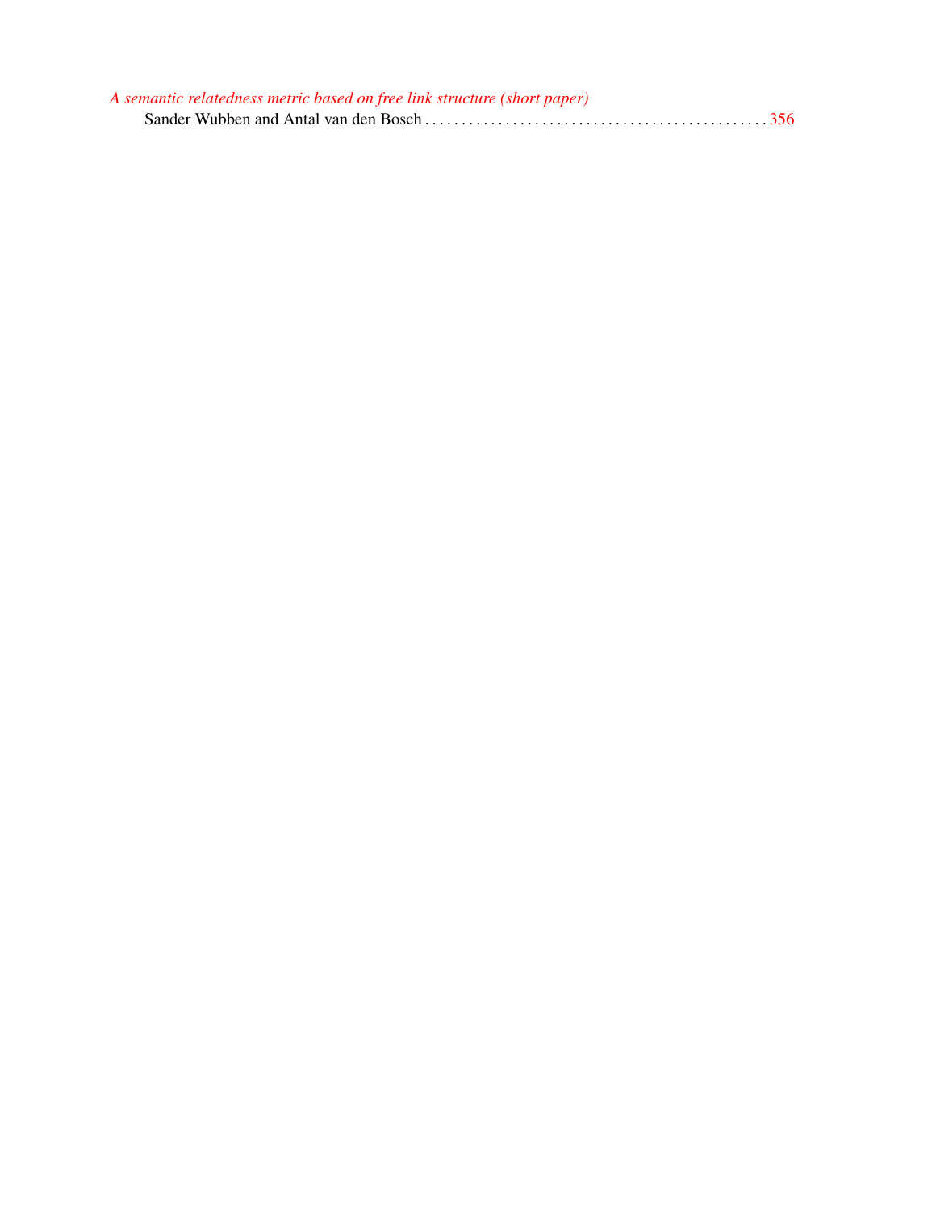*A semantic relatedness metric based on free link structure (short paper)*
Sander Wubben and Antal van den Bosch . . . . . . . . . . . . . . . . . . . . . . . . . . . . . . . . . . . . . . . . . . . . . . 356